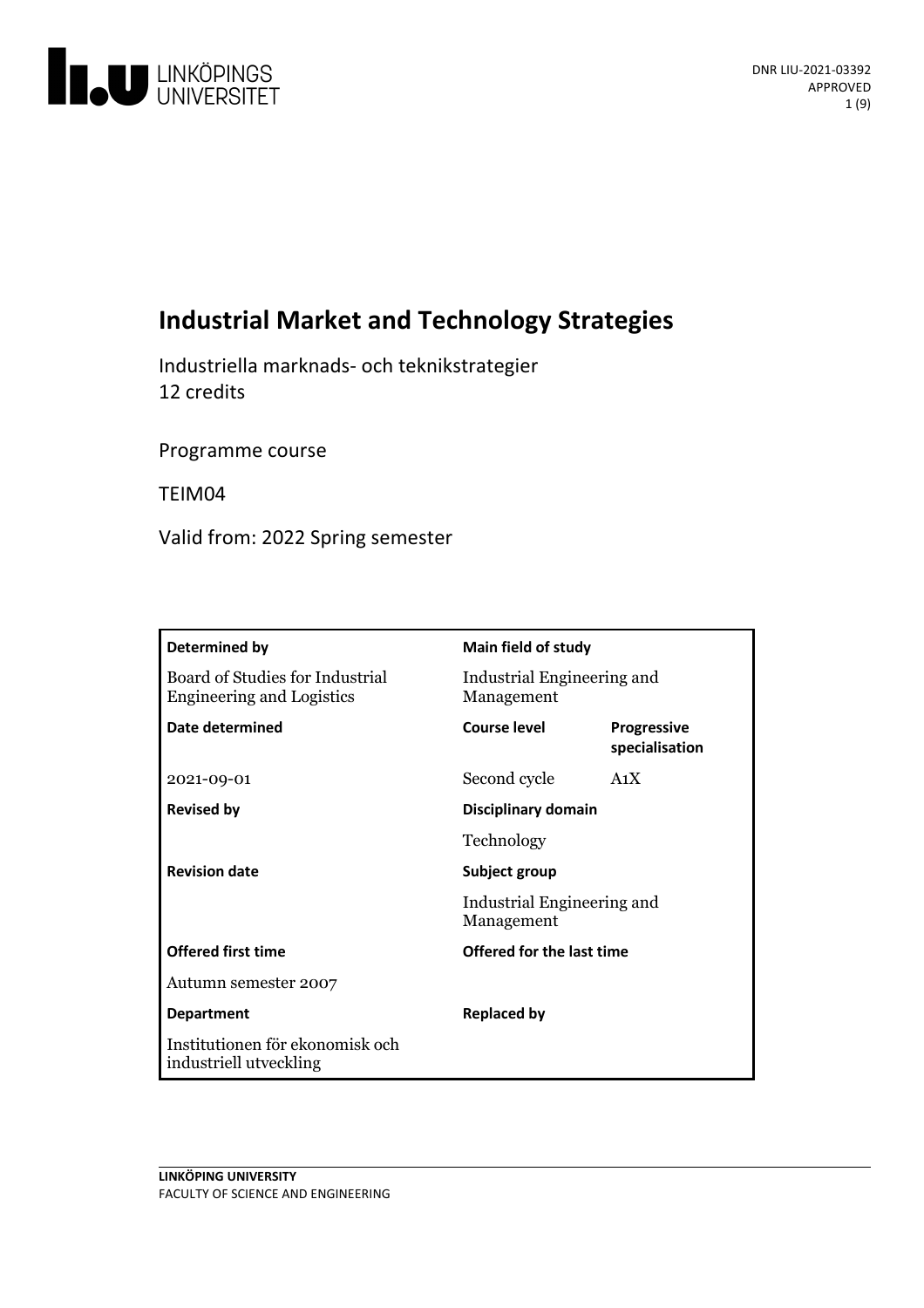DNR LIU-2021-03392
APPROVED

# Industrial Market and Technology Strategies

Industriella marknads- och teknikstrategier
12 credits

Programme course

TEIM04

Valid from: 2022 Spring semester

| Determined by | Main field of study | |
|---|---|---|
| Board of Studies for Industrial Engineering and Logistics | Industrial Engineering and Management | |
| **Date determined** | **Course level** | **Progressive specialisation** |
| 2021-09-01 | Second cycle | A1X |
| **Revised by** | **Disciplinary domain** | |
| | Technology | |
| **Revision date** | **Subject group** | |
| | Industrial Engineering and Management | |
| **Offered first time** | **Offered for the last time** | |
| Autumn semester 2007 | | |
| **Department** | **Replaced by** | |
| Institutionen för ekonomisk och industriell utveckling | | |

LINKÖPING UNIVERSITY
FACULTY OF SCIENCE AND ENGINEERING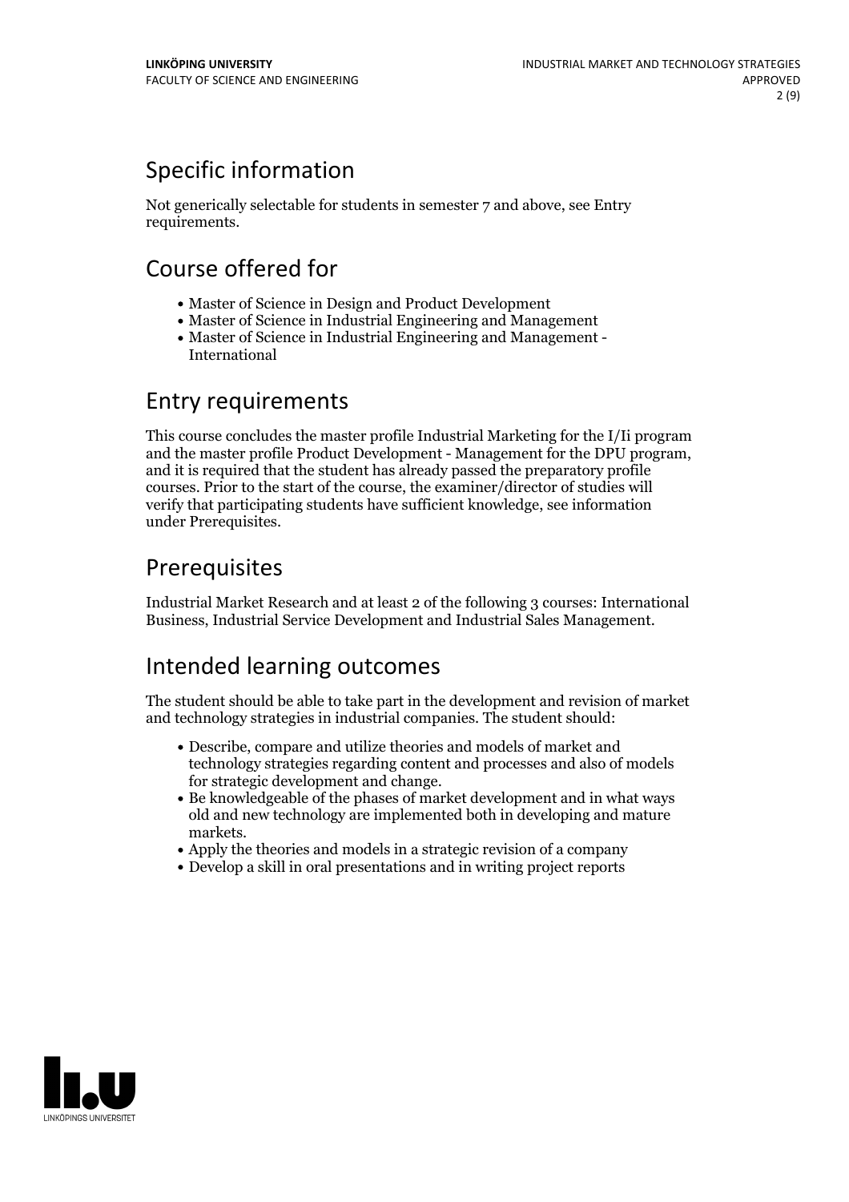## Specific information

Not generically selectable for students in semester 7 and above, see Entry requirements.

## Course offered for

- Master of Science in Design and Product Development
- Master of Science in Industrial Engineering and Management
- Master of Science in Industrial Engineering and Management - International

## Entry requirements

This course concludes the master profile Industrial Marketing for the I/Ii program and the master profile Product Development - Management for the DPU program, and it is required that the student has already passed the preparatory profile courses. Prior to the start of the course, the examiner/director of studies will verify that participating students have sufficient knowledge, see information under Prerequisites.

## Prerequisites

Industrial Market Research and at least 2 of the following 3 courses: International Business, Industrial Service Development and Industrial Sales Management.

## Intended learning outcomes

The student should be able to take part in the development and revision of market and technology strategies in industrial companies. The student should:

- Describe, compare and utilize theories and models of market and technology strategies regarding content and processes and also of models for strategic development and change.
- Be knowledgeable of the phases of market development and in what ways old and new technology are implemented both in developing and mature markets.
- Apply the theories and models in a strategic revision of a company
- Develop a skill in oral presentations and in writing project reports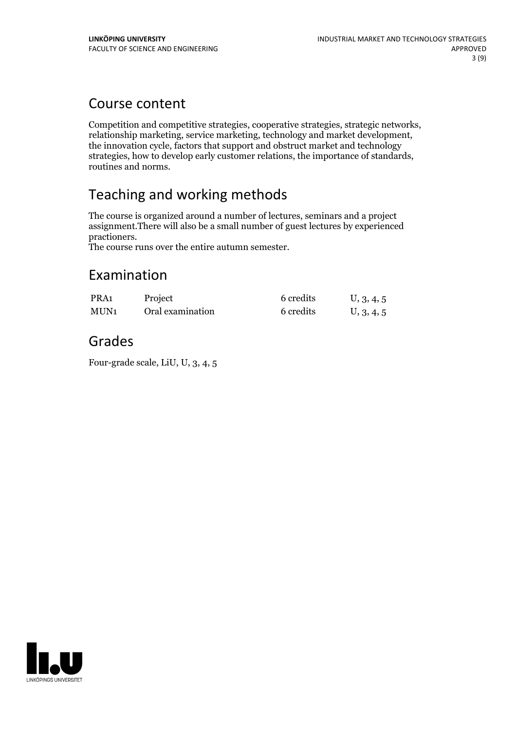## Course content

Competition and competitive strategies, cooperative strategies, strategic networks, relationship marketing, service marketing, technology and market development, the innovation cycle, factors that support and obstruct market and technology strategies, how to develop early customer relations, the importance of standards, routines and norms.

## Teaching and working methods

The course is organized around a number of lectures, seminars and a project assignment.There will also be a small number of guest lectures by experienced practioners.
The course runs over the entire autumn semester.

## Examination

| | | | |
|---|---|---|---|
| PRA1 | Project | 6 credits | U, 3, 4, 5 |
| MUN1 | Oral examination | 6 credits | U, 3, 4, 5 |

## Grades

Four-grade scale, LiU, U, 3, 4, 5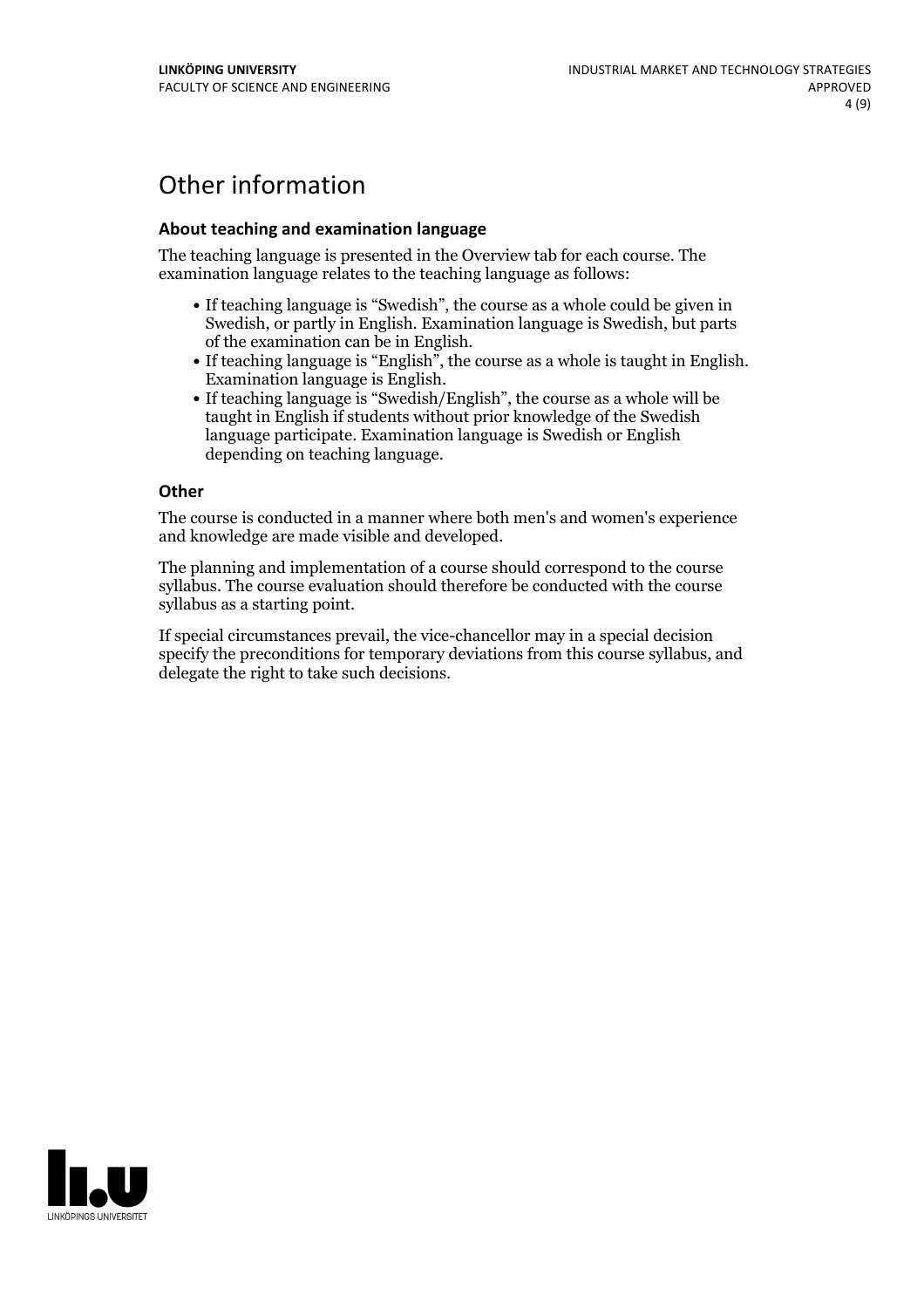# Other information

### About teaching and examination language

The teaching language is presented in the Overview tab for each course. The examination language relates to the teaching language as follows:

- If teaching language is "Swedish", the course as a whole could be given in Swedish, or partly in English. Examination language is Swedish, but parts of the examination can be in English.
- If teaching language is "English", the course as a whole is taught in English. Examination language is English.
- If teaching language is "Swedish/English", the course as a whole will be taught in English if students without prior knowledge of the Swedish language participate. Examination language is Swedish or English depending on teaching language.

### Other

The course is conducted in a manner where both men's and women's experience and knowledge are made visible and developed.

The planning and implementation of a course should correspond to the course syllabus. The course evaluation should therefore be conducted with the course syllabus as a starting point.

If special circumstances prevail, the vice-chancellor may in a special decision specify the preconditions for temporary deviations from this course syllabus, and delegate the right to take such decisions.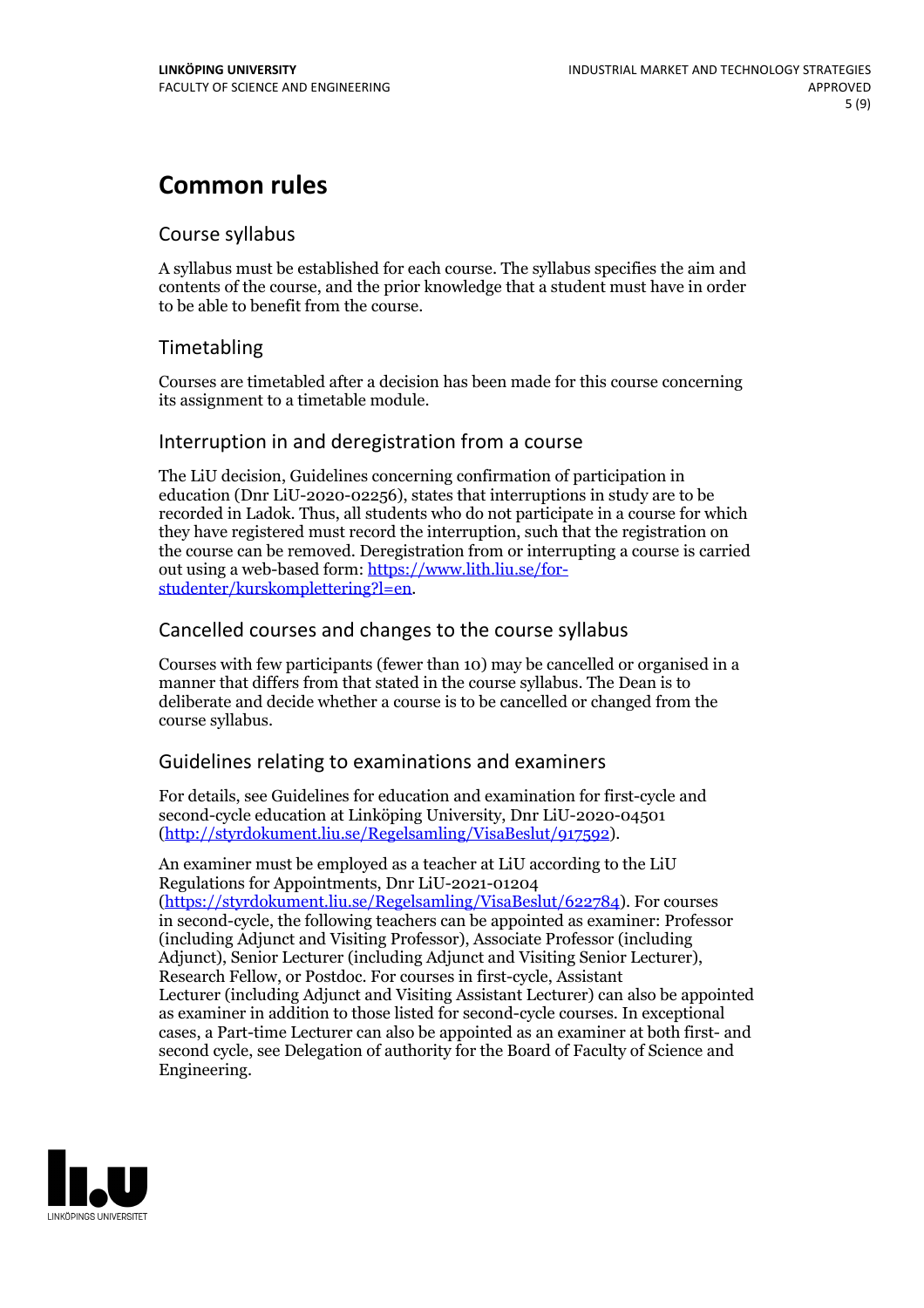# Common rules

## Course syllabus

A syllabus must be established for each course. The syllabus specifies the aim and contents of the course, and the prior knowledge that a student must have in order to be able to benefit from the course.

## Timetabling

Courses are timetabled after a decision has been made for this course concerning its assignment to a timetable module.

## Interruption in and deregistration from a course

The LiU decision, Guidelines concerning confirmation of participation in education (Dnr LiU-2020-02256), states that interruptions in study are to be recorded in Ladok. Thus, all students who do not participate in a course for which they have registered must record the interruption, such that the registration on the course can be removed. Deregistration from or interrupting a course is carried out using a web-based form: https://www.lith.liu.se/for-studenter/kurskomplettering?l=en.

## Cancelled courses and changes to the course syllabus

Courses with few participants (fewer than 10) may be cancelled or organised in a manner that differs from that stated in the course syllabus. The Dean is to deliberate and decide whether a course is to be cancelled or changed from the course syllabus.

## Guidelines relating to examinations and examiners

For details, see Guidelines for education and examination for first-cycle and second-cycle education at Linköping University, Dnr LiU-2020-04501 (http://styrdokument.liu.se/Regelsamling/VisaBeslut/917592).

An examiner must be employed as a teacher at LiU according to the LiU Regulations for Appointments, Dnr LiU-2021-01204 (https://styrdokument.liu.se/Regelsamling/VisaBeslut/622784). For courses in second-cycle, the following teachers can be appointed as examiner: Professor (including Adjunct and Visiting Professor), Associate Professor (including Adjunct), Senior Lecturer (including Adjunct and Visiting Senior Lecturer), Research Fellow, or Postdoc. For courses in first-cycle, Assistant Lecturer (including Adjunct and Visiting Assistant Lecturer) can also be appointed as examiner in addition to those listed for second-cycle courses. In exceptional cases, a Part-time Lecturer can also be appointed as an examiner at both first- and second cycle, see Delegation of authority for the Board of Faculty of Science and Engineering.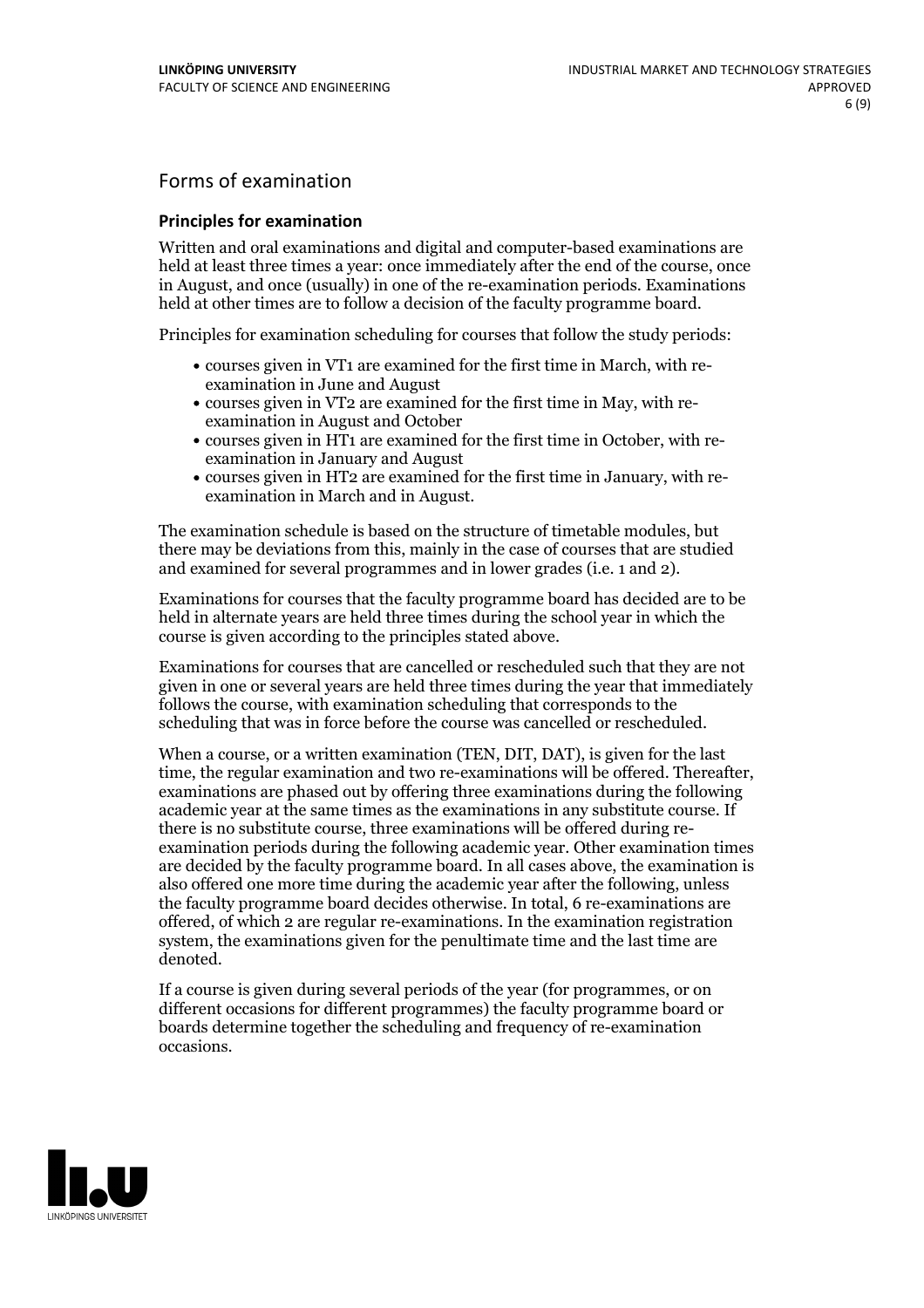## Forms of examination

### Principles for examination

Written and oral examinations and digital and computer-based examinations are held at least three times a year: once immediately after the end of the course, once in August, and once (usually) in one of the re-examination periods. Examinations held at other times are to follow a decision of the faculty programme board.

Principles for examination scheduling for courses that follow the study periods:

- courses given in VT1 are examined for the first time in March, with re-examination in June and August
- courses given in VT2 are examined for the first time in May, with re-examination in August and October
- courses given in HT1 are examined for the first time in October, with re-examination in January and August
- courses given in HT2 are examined for the first time in January, with re-examination in March and in August.

The examination schedule is based on the structure of timetable modules, but there may be deviations from this, mainly in the case of courses that are studied and examined for several programmes and in lower grades (i.e. 1 and 2).

Examinations for courses that the faculty programme board has decided are to be held in alternate years are held three times during the school year in which the course is given according to the principles stated above.

Examinations for courses that are cancelled or rescheduled such that they are not given in one or several years are held three times during the year that immediately follows the course, with examination scheduling that corresponds to the scheduling that was in force before the course was cancelled or rescheduled.

When a course, or a written examination (TEN, DIT, DAT), is given for the last time, the regular examination and two re-examinations will be offered. Thereafter, examinations are phased out by offering three examinations during the following academic year at the same times as the examinations in any substitute course. If there is no substitute course, three examinations will be offered during re-examination periods during the following academic year. Other examination times are decided by the faculty programme board. In all cases above, the examination is also offered one more time during the academic year after the following, unless the faculty programme board decides otherwise. In total, 6 re-examinations are offered, of which 2 are regular re-examinations. In the examination registration system, the examinations given for the penultimate time and the last time are denoted.

If a course is given during several periods of the year (for programmes, or on different occasions for different programmes) the faculty programme board or boards determine together the scheduling and frequency of re-examination occasions.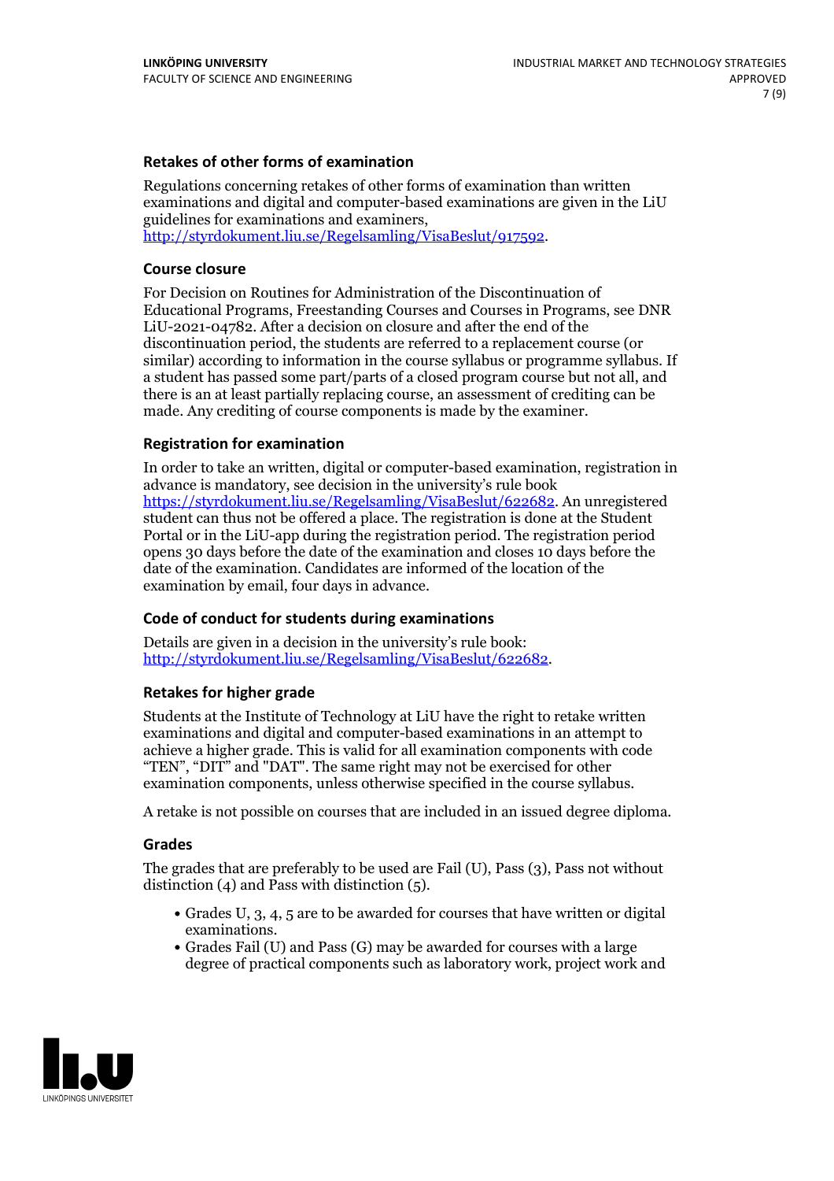### Retakes of other forms of examination

Regulations concerning retakes of other forms of examination than written examinations and digital and computer-based examinations are given in the LiU guidelines for examinations and examiners, http://styrdokument.liu.se/Regelsamling/VisaBeslut/917592.

### Course closure

For Decision on Routines for Administration of the Discontinuation of Educational Programs, Freestanding Courses and Courses in Programs, see DNR LiU-2021-04782. After a decision on closure and after the end of the discontinuation period, the students are referred to a replacement course (or similar) according to information in the course syllabus or programme syllabus. If a student has passed some part/parts of a closed program course but not all, and there is an at least partially replacing course, an assessment of crediting can be made. Any crediting of course components is made by the examiner.

### Registration for examination

In order to take an written, digital or computer-based examination, registration in advance is mandatory, see decision in the university's rule book https://styrdokument.liu.se/Regelsamling/VisaBeslut/622682. An unregistered student can thus not be offered a place. The registration is done at the Student Portal or in the LiU-app during the registration period. The registration period opens 30 days before the date of the examination and closes 10 days before the date of the examination. Candidates are informed of the location of the examination by email, four days in advance.

### Code of conduct for students during examinations

Details are given in a decision in the university's rule book: http://styrdokument.liu.se/Regelsamling/VisaBeslut/622682.

### Retakes for higher grade

Students at the Institute of Technology at LiU have the right to retake written examinations and digital and computer-based examinations in an attempt to achieve a higher grade. This is valid for all examination components with code "TEN", "DIT" and "DAT". The same right may not be exercised for other examination components, unless otherwise specified in the course syllabus.

A retake is not possible on courses that are included in an issued degree diploma.

### Grades

The grades that are preferably to be used are Fail (U), Pass (3), Pass not without distinction (4) and Pass with distinction (5).

- Grades U, 3, 4, 5 are to be awarded for courses that have written or digital examinations.
- Grades Fail (U) and Pass (G) may be awarded for courses with a large degree of practical components such as laboratory work, project work and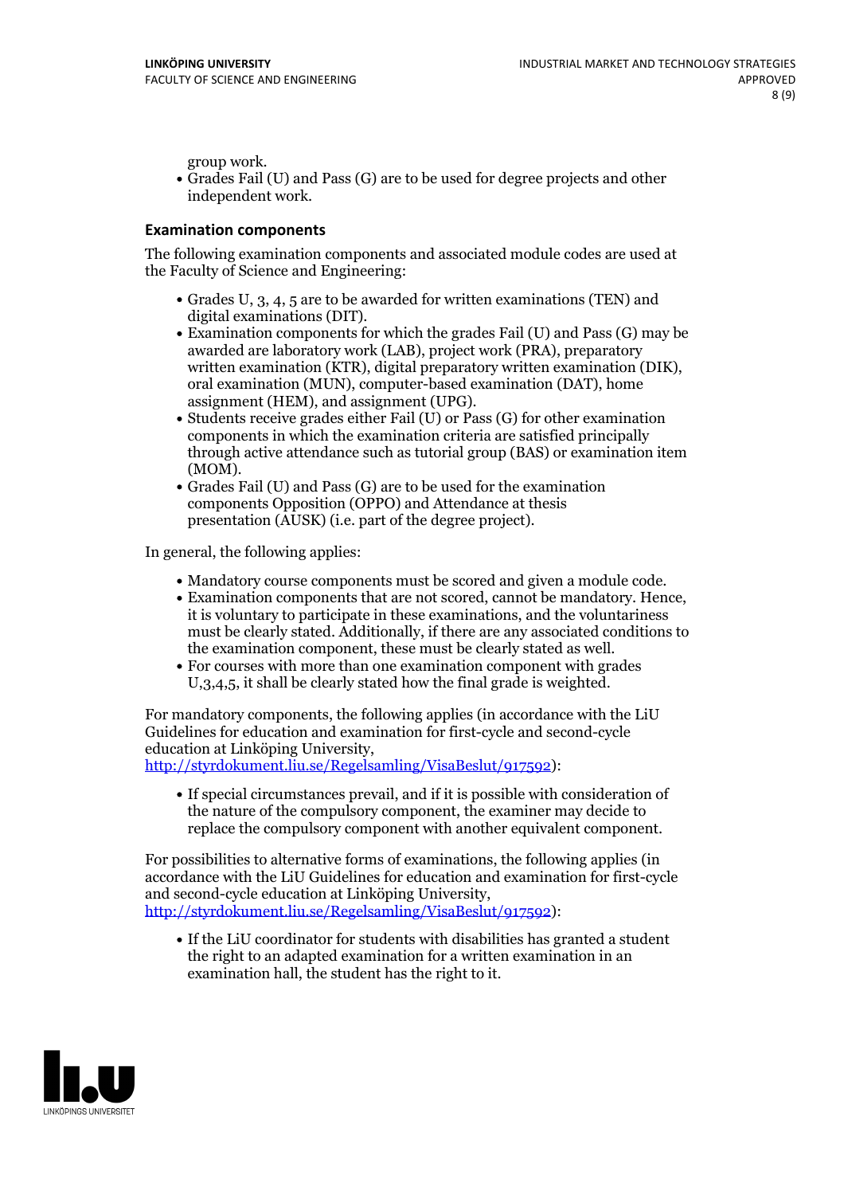group work.

- Grades Fail (U) and Pass (G) are to be used for degree projects and other independent work.

### Examination components

The following examination components and associated module codes are used at the Faculty of Science and Engineering:

- Grades U, 3, 4, 5 are to be awarded for written examinations (TEN) and digital examinations (DIT).
- Examination components for which the grades Fail (U) and Pass (G) may be awarded are laboratory work (LAB), project work (PRA), preparatory written examination (KTR), digital preparatory written examination (DIK), oral examination (MUN), computer-based examination (DAT), home assignment (HEM), and assignment (UPG).
- Students receive grades either Fail (U) or Pass (G) for other examination components in which the examination criteria are satisfied principally through active attendance such as tutorial group (BAS) or examination item (MOM).
- Grades Fail (U) and Pass (G) are to be used for the examination components Opposition (OPPO) and Attendance at thesis presentation (AUSK) (i.e. part of the degree project).

In general, the following applies:

- Mandatory course components must be scored and given a module code.
- Examination components that are not scored, cannot be mandatory. Hence, it is voluntary to participate in these examinations, and the voluntariness must be clearly stated. Additionally, if there are any associated conditions to the examination component, these must be clearly stated as well.
- For courses with more than one examination component with grades U,3,4,5, it shall be clearly stated how the final grade is weighted.

For mandatory components, the following applies (in accordance with the LiU Guidelines for education and examination for first-cycle and second-cycle education at Linköping University, http://styrdokument.liu.se/Regelsamling/VisaBeslut/917592):

- If special circumstances prevail, and if it is possible with consideration of the nature of the compulsory component, the examiner may decide to replace the compulsory component with another equivalent component.

For possibilities to alternative forms of examinations, the following applies (in accordance with the LiU Guidelines for education and examination for first-cycle and second-cycle education at Linköping University, http://styrdokument.liu.se/Regelsamling/VisaBeslut/917592):

- If the LiU coordinator for students with disabilities has granted a student the right to an adapted examination for a written examination in an examination hall, the student has the right to it.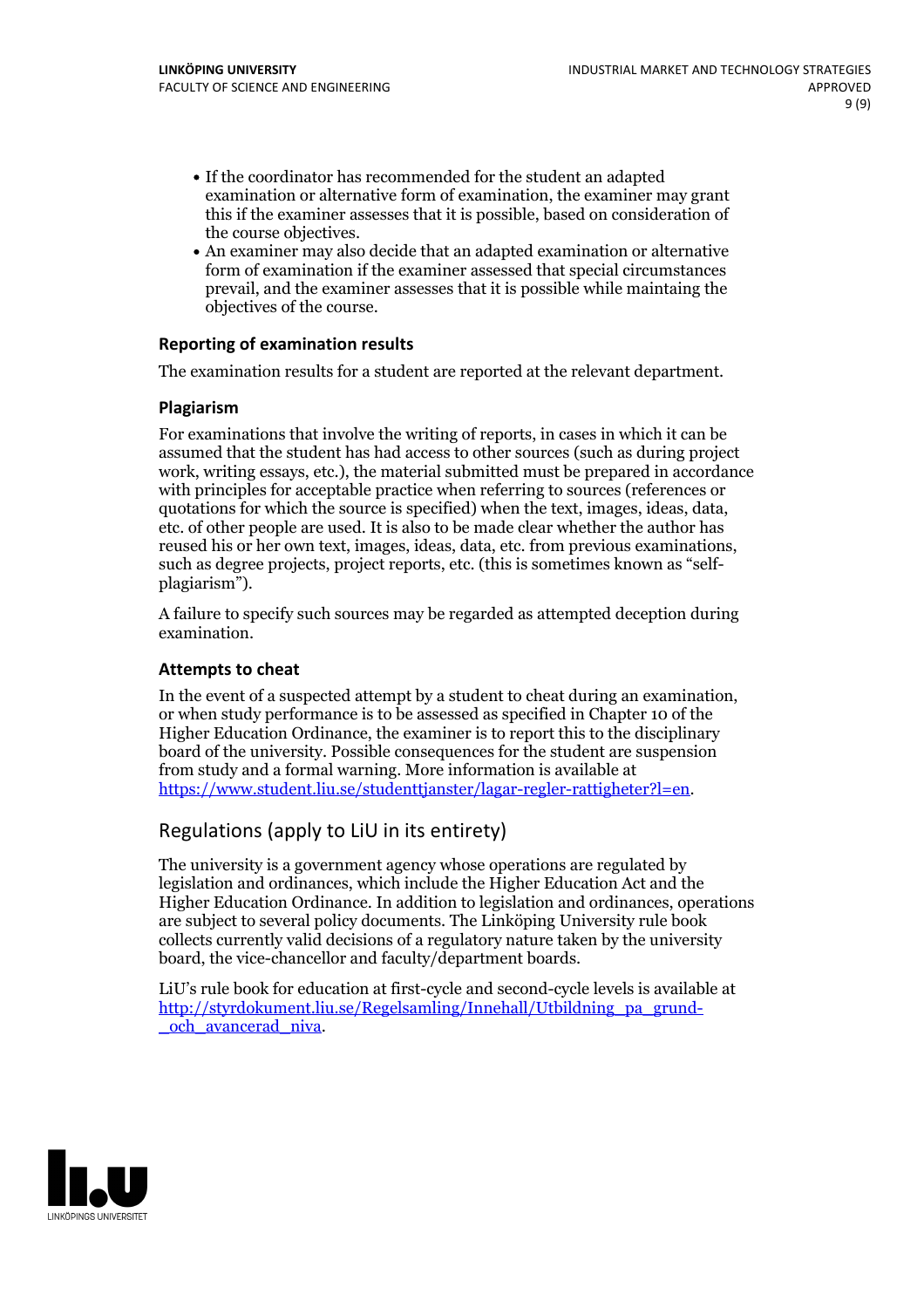- If the coordinator has recommended for the student an adapted examination or alternative form of examination, the examiner may grant this if the examiner assesses that it is possible, based on consideration of the course objectives.
- An examiner may also decide that an adapted examination or alternative form of examination if the examiner assessed that special circumstances prevail, and the examiner assesses that it is possible while maintaing the objectives of the course.

### Reporting of examination results

The examination results for a student are reported at the relevant department.

### Plagiarism

For examinations that involve the writing of reports, in cases in which it can be assumed that the student has had access to other sources (such as during project work, writing essays, etc.), the material submitted must be prepared in accordance with principles for acceptable practice when referring to sources (references or quotations for which the source is specified) when the text, images, ideas, data, etc. of other people are used. It is also to be made clear whether the author has reused his or her own text, images, ideas, data, etc. from previous examinations, such as degree projects, project reports, etc. (this is sometimes known as "self-plagiarism").

A failure to specify such sources may be regarded as attempted deception during examination.

### Attempts to cheat

In the event of a suspected attempt by a student to cheat during an examination, or when study performance is to be assessed as specified in Chapter 10 of the Higher Education Ordinance, the examiner is to report this to the disciplinary board of the university. Possible consequences for the student are suspension from study and a formal warning. More information is available at https://www.student.liu.se/studenttjanster/lagar-regler-rattigheter?l=en.

## Regulations (apply to LiU in its entirety)

The university is a government agency whose operations are regulated by legislation and ordinances, which include the Higher Education Act and the Higher Education Ordinance. In addition to legislation and ordinances, operations are subject to several policy documents. The Linköping University rule book collects currently valid decisions of a regulatory nature taken by the university board, the vice-chancellor and faculty/department boards.

LiU's rule book for education at first-cycle and second-cycle levels is available at http://styrdokument.liu.se/Regelsamling/Innehall/Utbildning_pa_grund-_och_avancerad_niva.